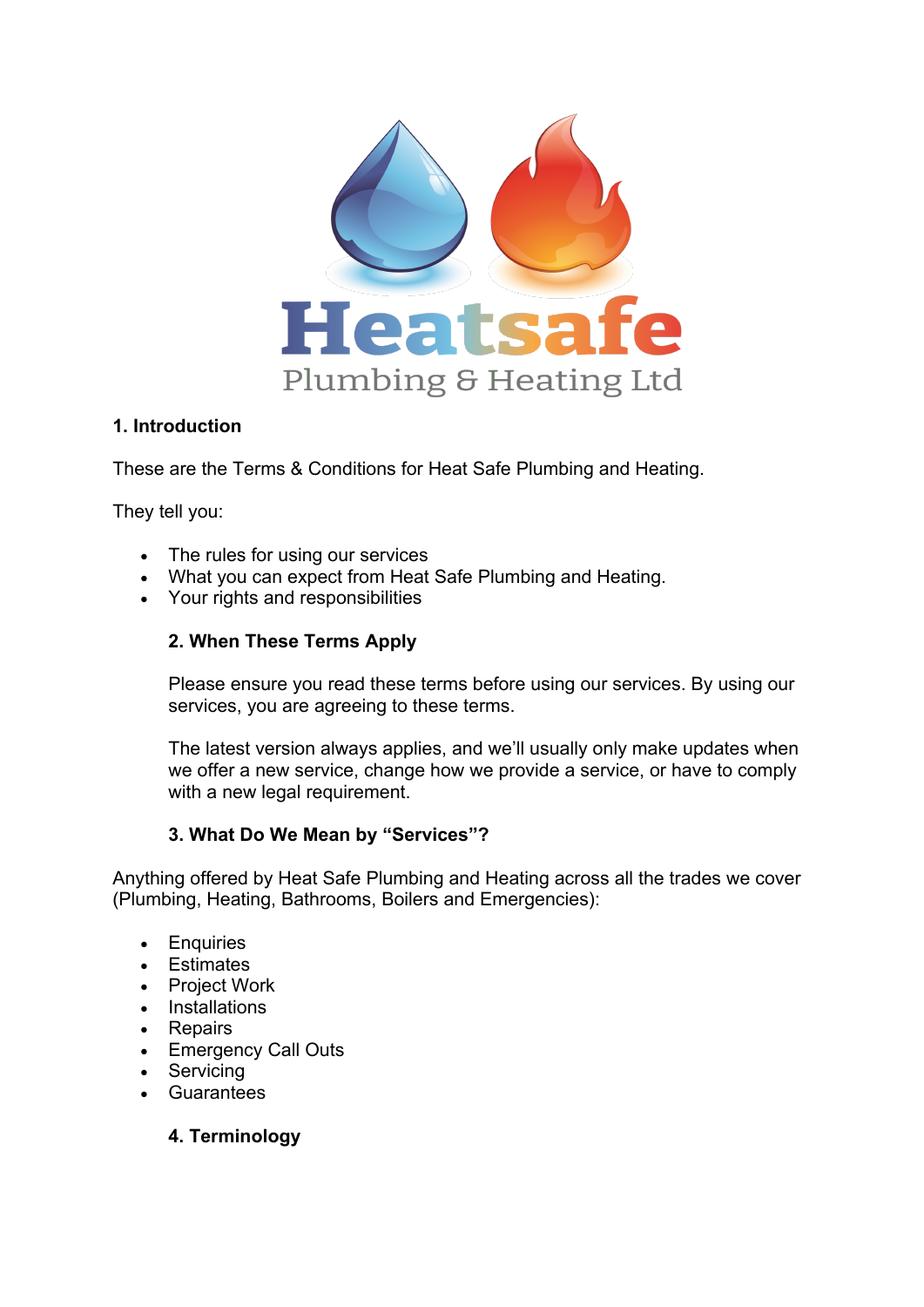Heatsafe

Plumbing & Heating Ltd

## 1. Introduction

These are the Terms & Conditions for Heat Safe Plumbing and Heating.

They tell you:

- The rules for using our services
- What you can expect from Heat Safe Plumbing and Heating.
- Your rights and responsibilities

## 2. When These Terms Apply

Please ensure you read these terms before using our services. By using our services, you are agreeing to these terms.

The latest version always applies, and we'll usually only make updates when we offer a new service, change how we provide a service, or have to comply with a new legal requirement.

## 3. What Do We Mean by "Services"?

Anything offered by Heat Safe Plumbing and Heating across all the trades we cover (Plumbing, Heating, Bathrooms, Boilers and Emergencies):

- Enquiries
- Estimates
- Project Work
- Installations
- Repairs
- Emergency Call Outs
- Servicing
- Guarantees

## 4. Terminology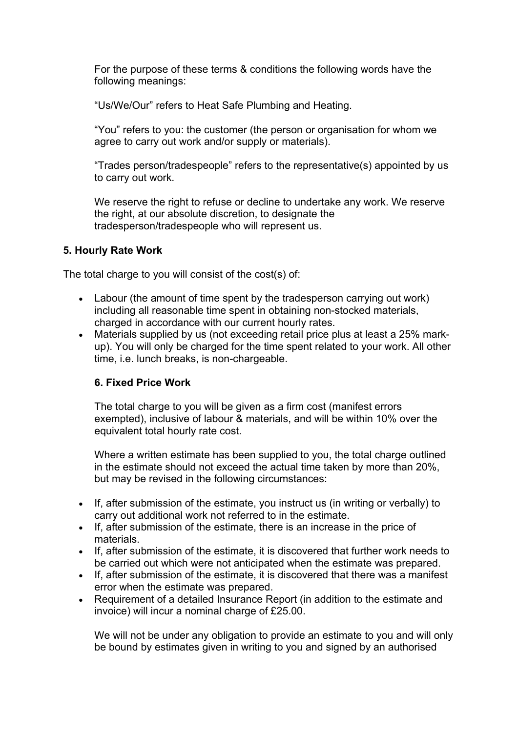For the purpose of these terms & conditions the following words have the following meanings:

"Us/We/Our" refers to Heat Safe Plumbing and Heating.

"You" refers to you: the customer (the person or organisation for whom we agree to carry out work and/or supply or materials).

"Trades person/tradespeople" refers to the representative(s) appointed by us to carry out work.

We reserve the right to refuse or decline to undertake any work. We reserve the right, at our absolute discretion, to designate the tradesperson/tradespeople who will represent us.

**5. Hourly Rate Work**

The total charge to you will consist of the cost(s) of:

- Labour (the amount of time spent by the tradesperson carrying out work) including all reasonable time spent in obtaining non-stocked materials, charged in accordance with our current hourly rates.
- Materials supplied by us (not exceeding retail price plus at least a 25% mark-up). You will only be charged for the time spent related to your work. All other time, i.e. lunch breaks, is non-chargeable.

**6. Fixed Price Work**

The total charge to you will be given as a firm cost (manifest errors exempted), inclusive of labour & materials, and will be within 10% over the equivalent total hourly rate cost.

Where a written estimate has been supplied to you, the total charge outlined in the estimate should not exceed the actual time taken by more than 20%, but may be revised in the following circumstances:

- If, after submission of the estimate, you instruct us (in writing or verbally) to carry out additional work not referred to in the estimate.
- If, after submission of the estimate, there is an increase in the price of materials.
- If, after submission of the estimate, it is discovered that further work needs to be carried out which were not anticipated when the estimate was prepared.
- If, after submission of the estimate, it is discovered that there was a manifest error when the estimate was prepared.
- Requirement of a detailed Insurance Report (in addition to the estimate and invoice) will incur a nominal charge of £25.00.

We will not be under any obligation to provide an estimate to you and will only be bound by estimates given in writing to you and signed by an authorised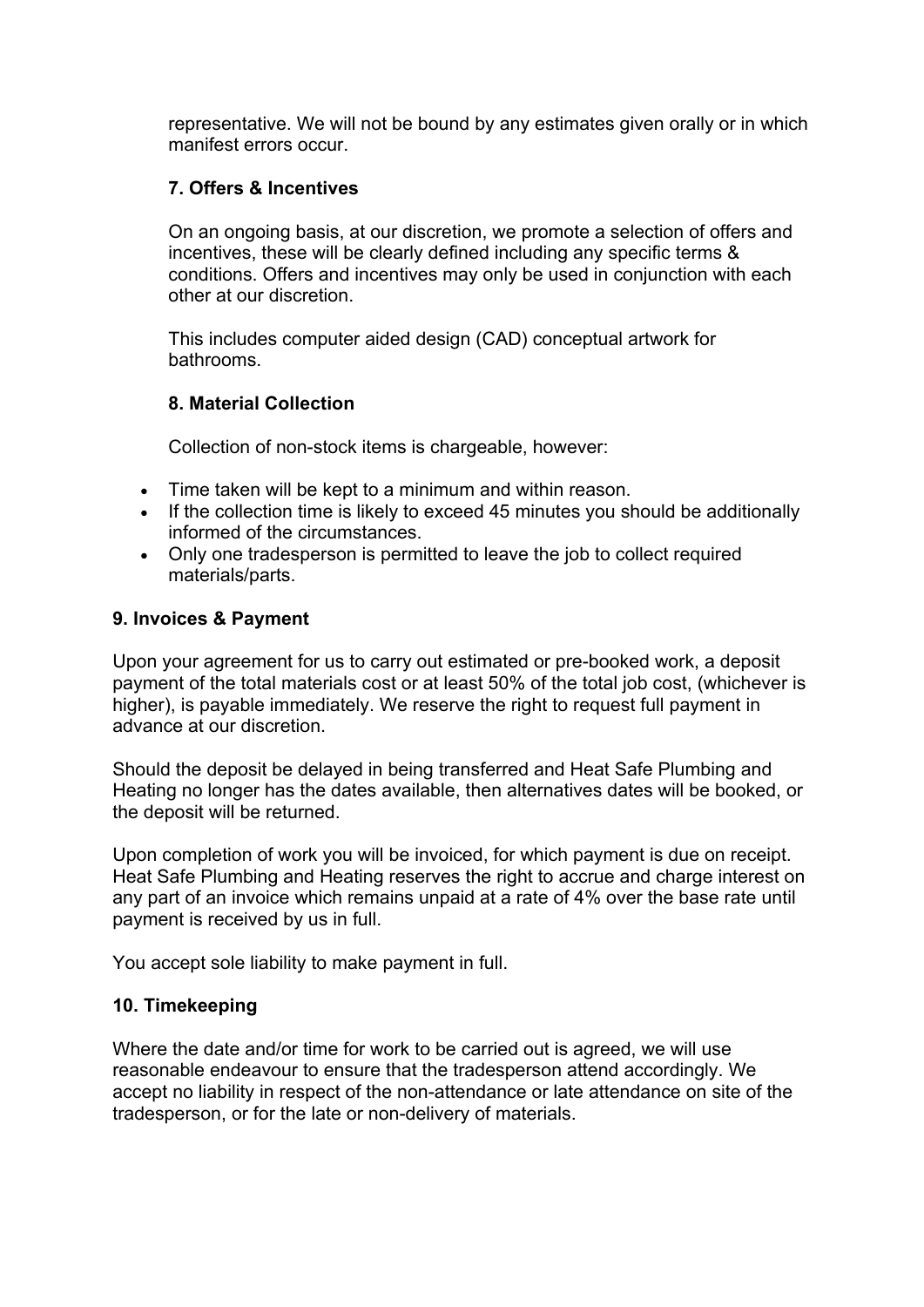representative. We will not be bound by any estimates given orally or in which manifest errors occur.

### 7. Offers & Incentives

On an ongoing basis, at our discretion, we promote a selection of offers and incentives, these will be clearly defined including any specific terms & conditions. Offers and incentives may only be used in conjunction with each other at our discretion.

This includes computer aided design (CAD) conceptual artwork for bathrooms.

### 8. Material Collection

Collection of non-stock items is chargeable, however:

- Time taken will be kept to a minimum and within reason.
- If the collection time is likely to exceed 45 minutes you should be additionally informed of the circumstances.
- Only one tradesperson is permitted to leave the job to collect required materials/parts.

### 9. Invoices & Payment

Upon your agreement for us to carry out estimated or pre-booked work, a deposit payment of the total materials cost or at least 50% of the total job cost, (whichever is higher), is payable immediately. We reserve the right to request full payment in advance at our discretion.

Should the deposit be delayed in being transferred and Heat Safe Plumbing and Heating no longer has the dates available, then alternatives dates will be booked, or the deposit will be returned.

Upon completion of work you will be invoiced, for which payment is due on receipt. Heat Safe Plumbing and Heating reserves the right to accrue and charge interest on any part of an invoice which remains unpaid at a rate of 4% over the base rate until payment is received by us in full.

You accept sole liability to make payment in full.

### 10. Timekeeping

Where the date and/or time for work to be carried out is agreed, we will use reasonable endeavour to ensure that the tradesperson attend accordingly. We accept no liability in respect of the non-attendance or late attendance on site of the tradesperson, or for the late or non-delivery of materials.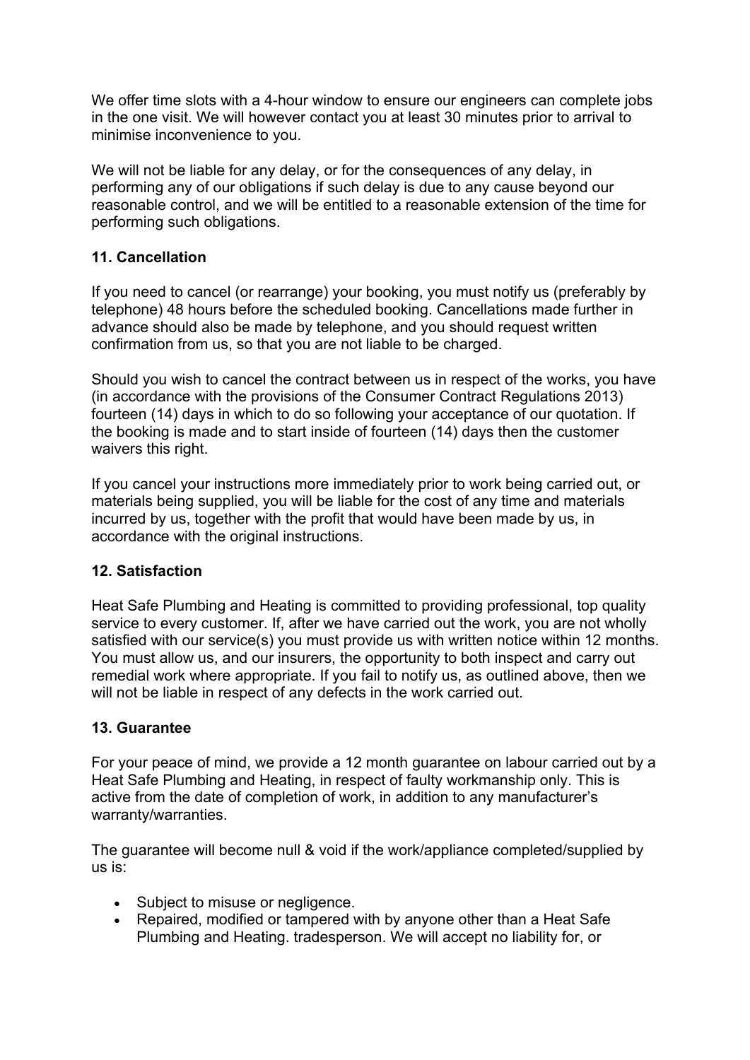We offer time slots with a 4-hour window to ensure our engineers can complete jobs in the one visit. We will however contact you at least 30 minutes prior to arrival to minimise inconvenience to you.

We will not be liable for any delay, or for the consequences of any delay, in performing any of our obligations if such delay is due to any cause beyond our reasonable control, and we will be entitled to a reasonable extension of the time for performing such obligations.

**11. Cancellation**

If you need to cancel (or rearrange) your booking, you must notify us (preferably by telephone) 48 hours before the scheduled booking. Cancellations made further in advance should also be made by telephone, and you should request written confirmation from us, so that you are not liable to be charged.

Should you wish to cancel the contract between us in respect of the works, you have (in accordance with the provisions of the Consumer Contract Regulations 2013) fourteen (14) days in which to do so following your acceptance of our quotation. If the booking is made and to start inside of fourteen (14) days then the customer waivers this right.

If you cancel your instructions more immediately prior to work being carried out, or materials being supplied, you will be liable for the cost of any time and materials incurred by us, together with the profit that would have been made by us, in accordance with the original instructions.

**12. Satisfaction**

Heat Safe Plumbing and Heating is committed to providing professional, top quality service to every customer. If, after we have carried out the work, you are not wholly satisfied with our service(s) you must provide us with written notice within 12 months. You must allow us, and our insurers, the opportunity to both inspect and carry out remedial work where appropriate. If you fail to notify us, as outlined above, then we will not be liable in respect of any defects in the work carried out.

**13. Guarantee**

For your peace of mind, we provide a 12 month guarantee on labour carried out by a Heat Safe Plumbing and Heating, in respect of faulty workmanship only. This is active from the date of completion of work, in addition to any manufacturer's warranty/warranties.

The guarantee will become null & void if the work/appliance completed/supplied by us is:

- Subject to misuse or negligence.
- Repaired, modified or tampered with by anyone other than a Heat Safe Plumbing and Heating. tradesperson. We will accept no liability for, or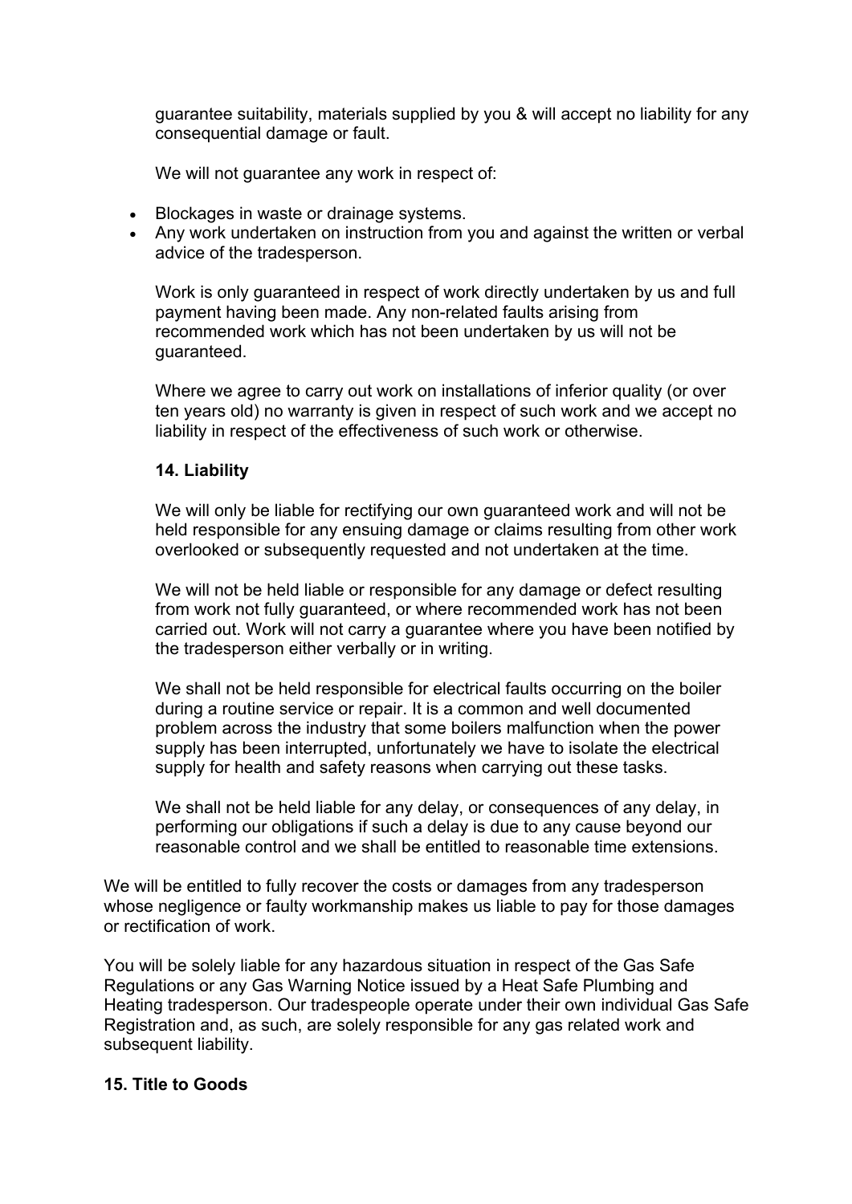guarantee suitability, materials supplied by you & will accept no liability for any consequential damage or fault.

We will not guarantee any work in respect of:

- Blockages in waste or drainage systems.
- Any work undertaken on instruction from you and against the written or verbal advice of the tradesperson.

Work is only guaranteed in respect of work directly undertaken by us and full payment having been made. Any non-related faults arising from recommended work which has not been undertaken by us will not be guaranteed.

Where we agree to carry out work on installations of inferior quality (or over ten years old) no warranty is given in respect of such work and we accept no liability in respect of the effectiveness of such work or otherwise.

**14. Liability**

We will only be liable for rectifying our own guaranteed work and will not be held responsible for any ensuing damage or claims resulting from other work overlooked or subsequently requested and not undertaken at the time.

We will not be held liable or responsible for any damage or defect resulting from work not fully guaranteed, or where recommended work has not been carried out. Work will not carry a guarantee where you have been notified by the tradesperson either verbally or in writing.

We shall not be held responsible for electrical faults occurring on the boiler during a routine service or repair. It is a common and well documented problem across the industry that some boilers malfunction when the power supply has been interrupted, unfortunately we have to isolate the electrical supply for health and safety reasons when carrying out these tasks.

We shall not be held liable for any delay, or consequences of any delay, in performing our obligations if such a delay is due to any cause beyond our reasonable control and we shall be entitled to reasonable time extensions.

We will be entitled to fully recover the costs or damages from any tradesperson whose negligence or faulty workmanship makes us liable to pay for those damages or rectification of work.

You will be solely liable for any hazardous situation in respect of the Gas Safe Regulations or any Gas Warning Notice issued by a Heat Safe Plumbing and Heating tradesperson. Our tradespeople operate under their own individual Gas Safe Registration and, as such, are solely responsible for any gas related work and subsequent liability.

**15. Title to Goods**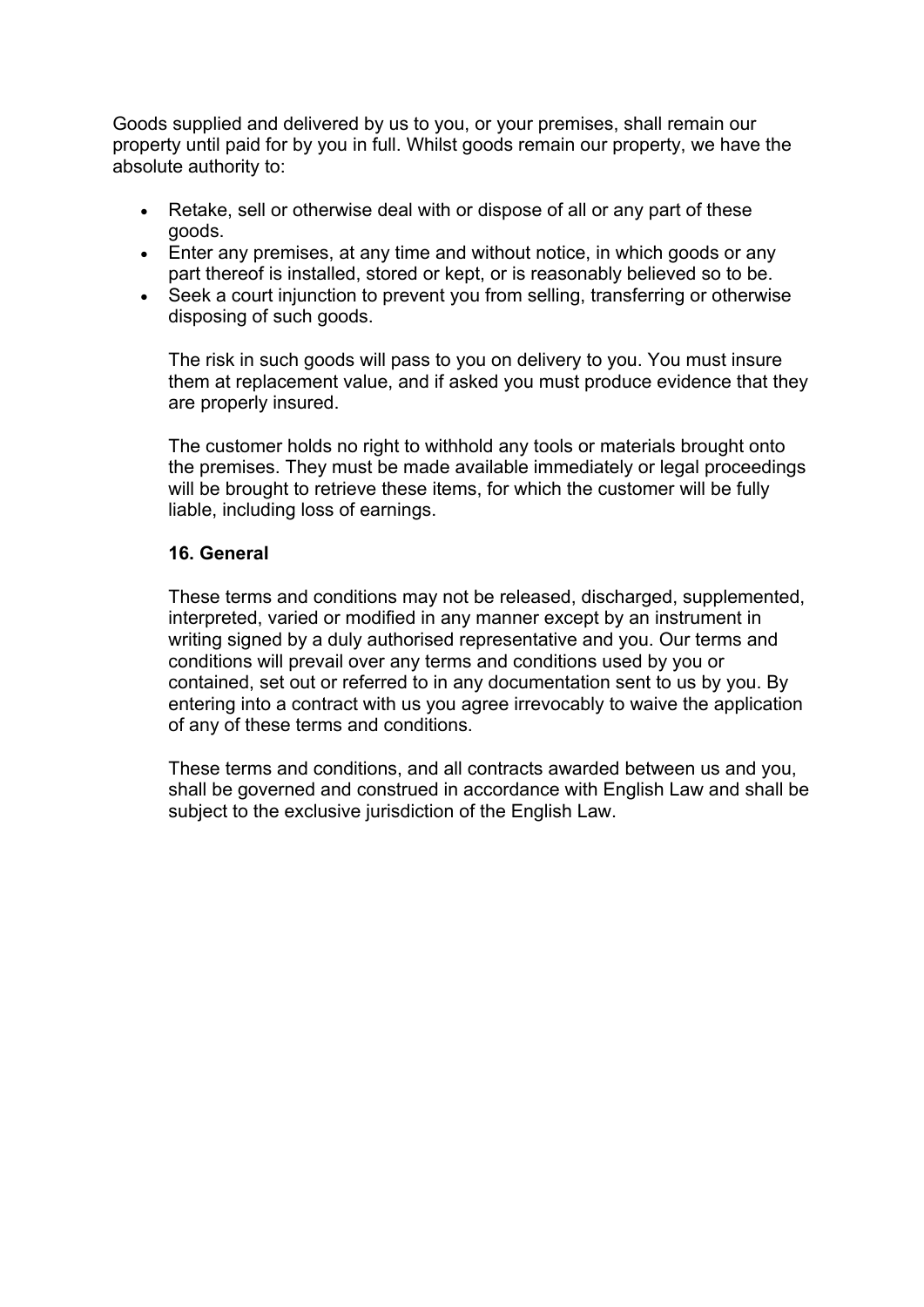Goods supplied and delivered by us to you, or your premises, shall remain our property until paid for by you in full. Whilst goods remain our property, we have the absolute authority to:

- Retake, sell or otherwise deal with or dispose of all or any part of these goods.
- Enter any premises, at any time and without notice, in which goods or any part thereof is installed, stored or kept, or is reasonably believed so to be.
- Seek a court injunction to prevent you from selling, transferring or otherwise disposing of such goods.

The risk in such goods will pass to you on delivery to you. You must insure them at replacement value, and if asked you must produce evidence that they are properly insured.

The customer holds no right to withhold any tools or materials brought onto the premises. They must be made available immediately or legal proceedings will be brought to retrieve these items, for which the customer will be fully liable, including loss of earnings.

**16. General**

These terms and conditions may not be released, discharged, supplemented, interpreted, varied or modified in any manner except by an instrument in writing signed by a duly authorised representative and you. Our terms and conditions will prevail over any terms and conditions used by you or contained, set out or referred to in any documentation sent to us by you. By entering into a contract with us you agree irrevocably to waive the application of any of these terms and conditions.

These terms and conditions, and all contracts awarded between us and you, shall be governed and construed in accordance with English Law and shall be subject to the exclusive jurisdiction of the English Law.